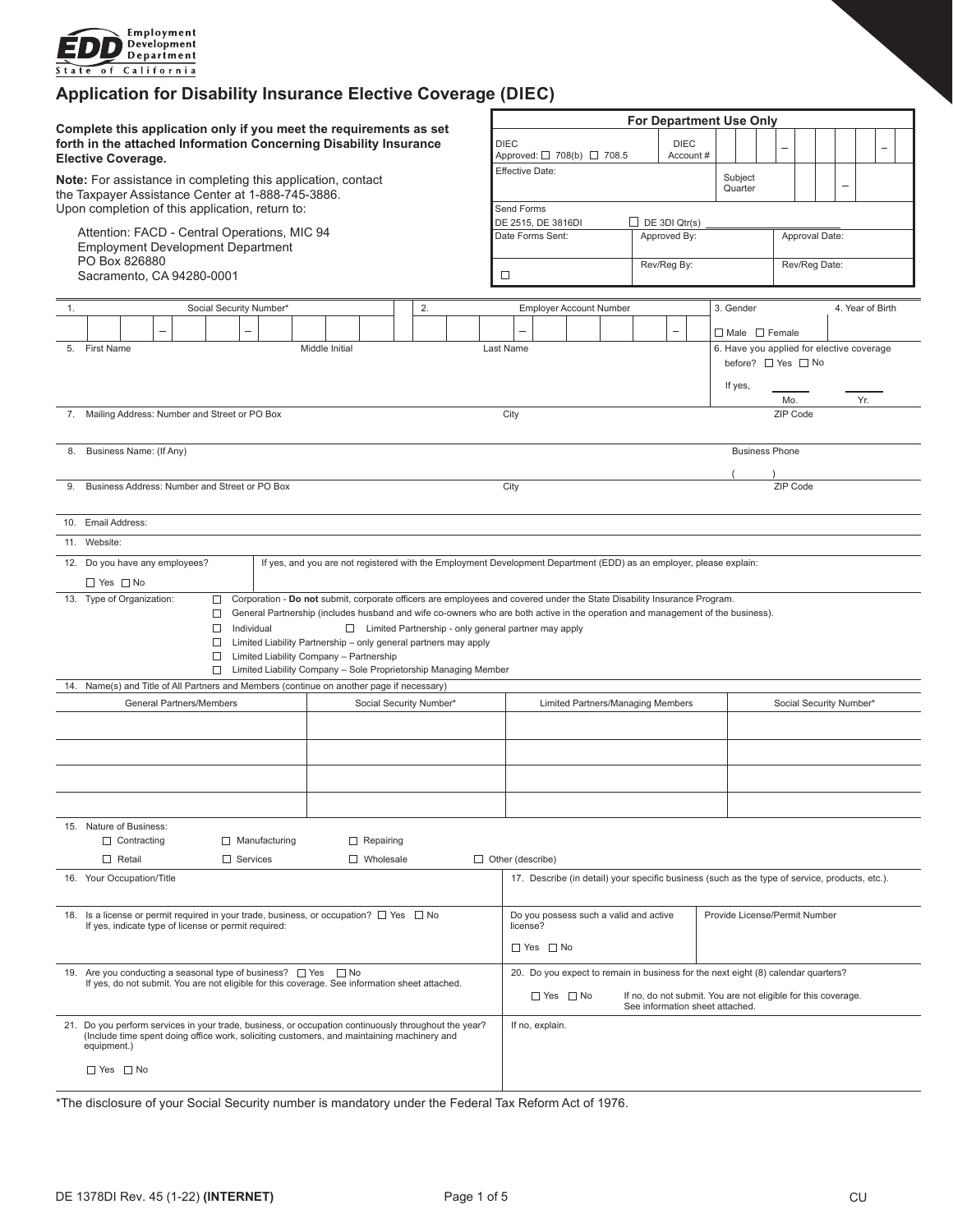Employment Development Department
State of California

# Application for Disability Insurance Elective Coverage (DIEC)

**Complete this application only if you meet the requirements as set forth in the attached Information Concerning Disability Insurance Elective Coverage.**

**Note:** For assistance in completing this application, contact the Taxpayer Assistance Center at 1-888-745-3886. Upon completion of this application, return to:

Attention: FACD - Central Operations, MIC 94
Employment Development Department
PO Box 826880
Sacramento, CA 94280-0001

| For Department Use Only | | | |
|---|---|---|---|
| DIEC Approved: ☐ 708(b) ☐ 708.5 | DIEC Account # | | |
| Effective Date: | | Subject Quarter | |
| Send Forms DE 2515, DE 3816DI | ☐ DE 3DI Qtr(s) | | |
| Date Forms Sent: | Approved By: | | Approval Date: |
| ☐ | Rev/Reg By: | | Rev/Reg Date: |

| 1. Social Security Number* | 2. Employer Account Number | 3. Gender | 4. Year of Birth |
|---|---|---|---|
| – – | – – | ☐ Male ☐ Female | |

| 5. First Name | Middle Initial | Last Name | 6. Have you applied for elective coverage before? ☐ Yes ☐ No If yes, Mo. Yr. |
|---|---|---|---|
| | | | |

| 7. Mailing Address: Number and Street or PO Box | City | ZIP Code |
|---|---|---|
| | | |

| 8. Business Name: (If Any) | Business Phone |
|---|---|
| | ( ) |

| 9. Business Address: Number and Street or PO Box | City | ZIP Code |
|---|---|---|
| | | |

10. Email Address:

11. Website:

12. Do you have any employees? ☐ Yes ☐ No — If yes, and you are not registered with the Employment Development Department (EDD) as an employer, please explain:

13. Type of Organization:
- ☐ Corporation - **Do not** submit, corporate officers are employees and covered under the State Disability Insurance Program.
- ☐ General Partnership (includes husband and wife co-owners who are both active in the operation and management of the business).
- ☐ Individual ☐ Limited Partnership - only general partner may apply
- ☐ Limited Liability Partnership – only general partners may apply
- ☐ Limited Liability Company – Partnership
- ☐ Limited Liability Company – Sole Proprietorship Managing Member

14. Name(s) and Title of All Partners and Members (continue on another page if necessary)

| General Partners/Members | Social Security Number* | Limited Partners/Managing Members | Social Security Number* |
|---|---|---|---|
| | | | |
| | | | |
| | | | |
| | | | |

15. Nature of Business:
☐ Contracting ☐ Manufacturing ☐ Repairing
☐ Retail ☐ Services ☐ Wholesale ☐ Other (describe)

16. Your Occupation/Title

17. Describe (in detail) your specific business (such as the type of service, products, etc.).

18. Is a license or permit required in your trade, business, or occupation? ☐ Yes ☐ No
If yes, indicate type of license or permit required:

Do you possess such a valid and active license? ☐ Yes ☐ No

Provide License/Permit Number

19. Are you conducting a seasonal type of business? ☐ Yes ☐ No
If yes, do not submit. You are not eligible for this coverage. See information sheet attached.

20. Do you expect to remain in business for the next eight (8) calendar quarters?
☐ Yes ☐ No — If no, do not submit. You are not eligible for this coverage. See information sheet attached.

21. Do you perform services in your trade, business, or occupation continuously throughout the year? (Include time spent doing office work, soliciting customers, and maintaining machinery and equipment.)
☐ Yes ☐ No

If no, explain.

*The disclosure of your Social Security number is mandatory under the Federal Tax Reform Act of 1976.

DE 1378DI Rev. 45 (1-22) **(INTERNET)** CU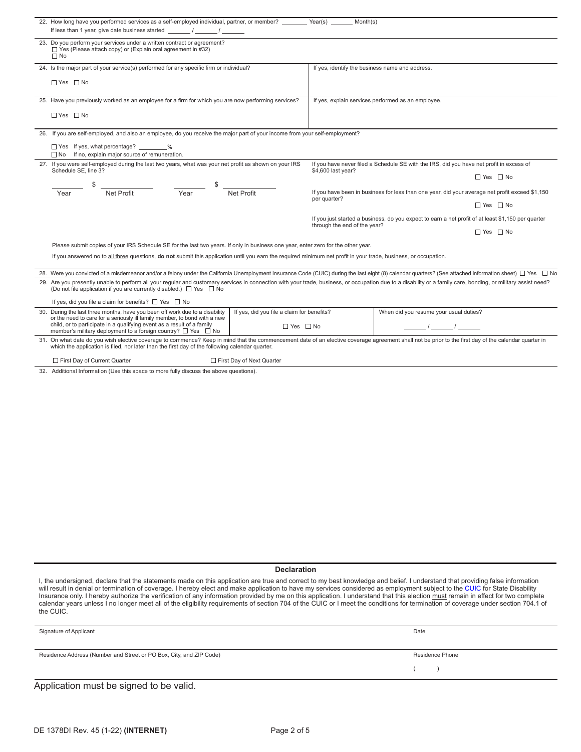22. How long have you performed services as a self-employed individual, partner, or member? ________ Year(s) ________ Month(s)

If less than 1 year, give date business started _______ / _______ / _______

23. Do you perform your services under a written contract or agreement?

☐ Yes (Please attach copy) or (Explain oral agreement in #32)
☐ No

| 24. Is the major part of your service(s) performed for any specific firm or individual? ☐ Yes ☐ No | If yes, identify the business name and address. |
|---|---|
| 25. Have you previously worked as an employee for a firm for which you are now performing services? ☐ Yes ☐ No | If yes, explain services performed as an employee. |

26. If you are self-employed, and also an employee, do you receive the major part of your income from your self-employment?

☐ Yes If yes, what percentage? ________%
☐ No If no, explain major source of remuneration.

27. If you were self-employed during the last two years, what was your net profit as shown on your IRS Schedule SE, line 3?

| Year | Net Profit | Year | Net Profit |
|---|---|---|---|
| ________ | $ ________ | ________ | $ ________ |

If you have never filed a Schedule SE with the IRS, did you have net profit in excess of $4,600 last year? ☐ Yes ☐ No

If you have been in business for less than one year, did your average net profit exceed $1,150 per quarter? ☐ Yes ☐ No

If you just started a business, do you expect to earn a net profit of at least $1,150 per quarter through the end of the year? ☐ Yes ☐ No

Please submit copies of your IRS Schedule SE for the last two years. If only in business one year, enter zero for the other year.

If you answered no to all three questions, **do not** submit this application until you earn the required minimum net profit in your trade, business, or occupation.

28. Were you convicted of a misdemeanor and/or a felony under the California Unemployment Insurance Code (CUIC) during the last eight (8) calendar quarters? (See attached information sheet) ☐ Yes ☐ No

29. Are you presently unable to perform all your regular and customary services in connection with your trade, business, or occupation due to a disability or a family care, bonding, or military assist need? (Do not file application if you are currently disabled.) ☐ Yes ☐ No

If yes, did you file a claim for benefits? ☐ Yes ☐ No

| 30. During the last three months, have you been off work due to a disability or the need to care for a seriously ill family member, to bond with a new child, or to participate in a qualifying event as a result of a family member's military deployment to a foreign country? ☐ Yes ☐ No | If yes, did you file a claim for benefits? ☐ Yes ☐ No | When did you resume your usual duties? _______ / _______ / _______ |
|---|---|---|

31. On what date do you wish elective coverage to commence? Keep in mind that the commencement date of an elective coverage agreement shall not be prior to the first day of the calendar quarter in which the application is filed, nor later than the first day of the following calendar quarter.

☐ First Day of Current Quarter ☐ First Day of Next Quarter

32. Additional Information (Use this space to more fully discuss the above questions).

## Declaration

I, the undersigned, declare that the statements made on this application are true and correct to my best knowledge and belief. I understand that providing false information will result in denial or termination of coverage. I hereby elect and make application to have my services considered as employment subject to the CUIC for State Disability Insurance only. I hereby authorize the verification of any information provided by me on this application. I understand that this election must remain in effect for two complete calendar years unless I no longer meet all of the eligibility requirements of section 704 of the CUIC or I meet the conditions for termination of coverage under section 704.1 of the CUIC.

| Signature of Applicant | Date |
|---|---|
| Residence Address (Number and Street or PO Box, City, and ZIP Code) | Residence Phone ( ) |

Application must be signed to be valid.

DE 1378DI Rev. 45 (1-22) **(INTERNET)**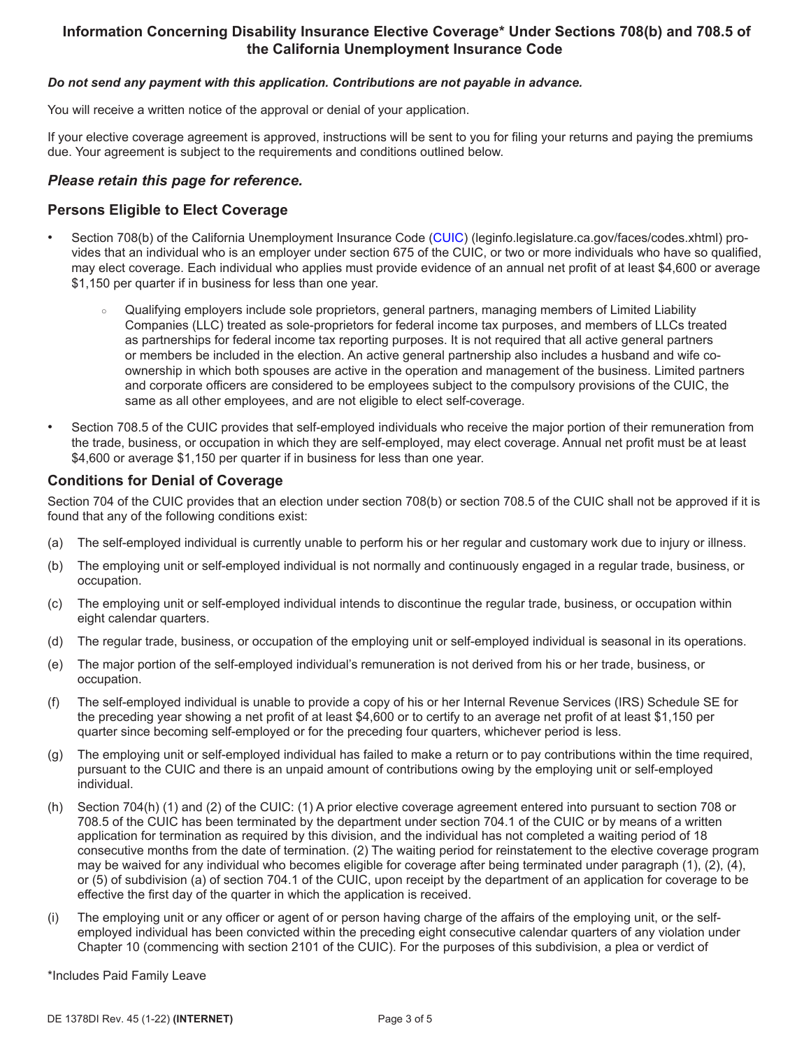## Information Concerning Disability Insurance Elective Coverage* Under Sections 708(b) and 708.5 of the California Unemployment Insurance Code

***Do not send any payment with this application. Contributions are not payable in advance.***

You will receive a written notice of the approval or denial of your application.

If your elective coverage agreement is approved, instructions will be sent to you for filing your returns and paying the premiums due. Your agreement is subject to the requirements and conditions outlined below.

### *Please retain this page for reference.*

### Persons Eligible to Elect Coverage

- Section 708(b) of the California Unemployment Insurance Code (CUIC) (leginfo.legislature.ca.gov/faces/codes.xhtml) provides that an individual who is an employer under section 675 of the CUIC, or two or more individuals who have so qualified, may elect coverage. Each individual who applies must provide evidence of an annual net profit of at least $4,600 or average $1,150 per quarter if in business for less than one year.
    - Qualifying employers include sole proprietors, general partners, managing members of Limited Liability Companies (LLC) treated as sole-proprietors for federal income tax purposes, and members of LLCs treated as partnerships for federal income tax reporting purposes. It is not required that all active general partners or members be included in the election. An active general partnership also includes a husband and wife co-ownership in which both spouses are active in the operation and management of the business. Limited partners and corporate officers are considered to be employees subject to the compulsory provisions of the CUIC, the same as all other employees, and are not eligible to elect self-coverage.
- Section 708.5 of the CUIC provides that self-employed individuals who receive the major portion of their remuneration from the trade, business, or occupation in which they are self-employed, may elect coverage. Annual net profit must be at least $4,600 or average $1,150 per quarter if in business for less than one year.

### Conditions for Denial of Coverage

Section 704 of the CUIC provides that an election under section 708(b) or section 708.5 of the CUIC shall not be approved if it is found that any of the following conditions exist:

(a) The self-employed individual is currently unable to perform his or her regular and customary work due to injury or illness.

(b) The employing unit or self-employed individual is not normally and continuously engaged in a regular trade, business, or occupation.

(c) The employing unit or self-employed individual intends to discontinue the regular trade, business, or occupation within eight calendar quarters.

(d) The regular trade, business, or occupation of the employing unit or self-employed individual is seasonal in its operations.

(e) The major portion of the self-employed individual's remuneration is not derived from his or her trade, business, or occupation.

(f) The self-employed individual is unable to provide a copy of his or her Internal Revenue Services (IRS) Schedule SE for the preceding year showing a net profit of at least $4,600 or to certify to an average net profit of at least $1,150 per quarter since becoming self-employed or for the preceding four quarters, whichever period is less.

(g) The employing unit or self-employed individual has failed to make a return or to pay contributions within the time required, pursuant to the CUIC and there is an unpaid amount of contributions owing by the employing unit or self-employed individual.

(h) Section 704(h) (1) and (2) of the CUIC: (1) A prior elective coverage agreement entered into pursuant to section 708 or 708.5 of the CUIC has been terminated by the department under section 704.1 of the CUIC or by means of a written application for termination as required by this division, and the individual has not completed a waiting period of 18 consecutive months from the date of termination. (2) The waiting period for reinstatement to the elective coverage program may be waived for any individual who becomes eligible for coverage after being terminated under paragraph (1), (2), (4), or (5) of subdivision (a) of section 704.1 of the CUIC, upon receipt by the department of an application for coverage to be effective the first day of the quarter in which the application is received.

(i) The employing unit or any officer or agent of or person having charge of the affairs of the employing unit, or the self-employed individual has been convicted within the preceding eight consecutive calendar quarters of any violation under Chapter 10 (commencing with section 2101 of the CUIC). For the purposes of this subdivision, a plea or verdict of

*Includes Paid Family Leave

DE 1378DI Rev. 45 (1-22) **(INTERNET)**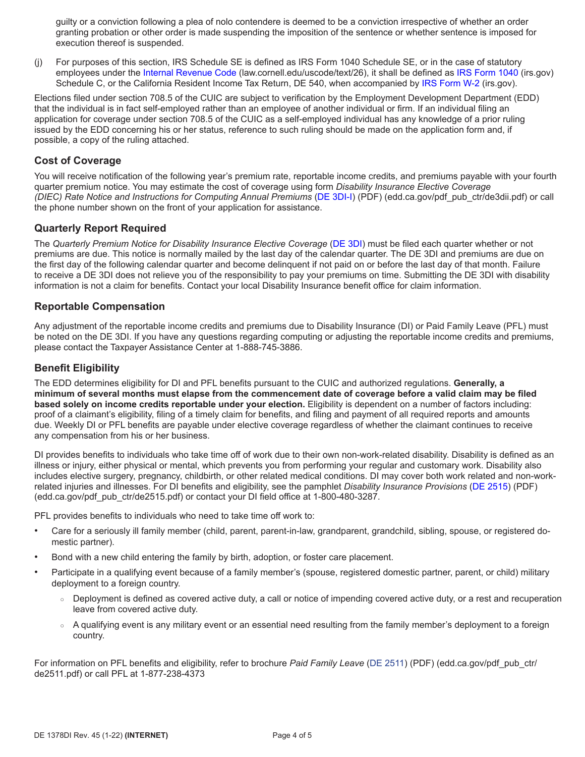guilty or a conviction following a plea of nolo contendere is deemed to be a conviction irrespective of whether an order granting probation or other order is made suspending the imposition of the sentence or whether sentence is imposed for execution thereof is suspended.

(j) For purposes of this section, IRS Schedule SE is defined as IRS Form 1040 Schedule SE, or in the case of statutory employees under the Internal Revenue Code (law.cornell.edu/uscode/text/26), it shall be defined as IRS Form 1040 (irs.gov) Schedule C, or the California Resident Income Tax Return, DE 540, when accompanied by IRS Form W-2 (irs.gov).

Elections filed under section 708.5 of the CUIC are subject to verification by the Employment Development Department (EDD) that the individual is in fact self-employed rather than an employee of another individual or firm. If an individual filing an application for coverage under section 708.5 of the CUIC as a self-employed individual has any knowledge of a prior ruling issued by the EDD concerning his or her status, reference to such ruling should be made on the application form and, if possible, a copy of the ruling attached.

## Cost of Coverage

You will receive notification of the following year's premium rate, reportable income credits, and premiums payable with your fourth quarter premium notice. You may estimate the cost of coverage using form *Disability Insurance Elective Coverage (DIEC) Rate Notice and Instructions for Computing Annual Premiums* (DE 3DI-I) (PDF) (edd.ca.gov/pdf_pub_ctr/de3dii.pdf) or call the phone number shown on the front of your application for assistance.

## Quarterly Report Required

The *Quarterly Premium Notice for Disability Insurance Elective Coverage* (DE 3DI) must be filed each quarter whether or not premiums are due. This notice is normally mailed by the last day of the calendar quarter. The DE 3DI and premiums are due on the first day of the following calendar quarter and become delinquent if not paid on or before the last day of that month. Failure to receive a DE 3DI does not relieve you of the responsibility to pay your premiums on time. Submitting the DE 3DI with disability information is not a claim for benefits. Contact your local Disability Insurance benefit office for claim information.

## Reportable Compensation

Any adjustment of the reportable income credits and premiums due to Disability Insurance (DI) or Paid Family Leave (PFL) must be noted on the DE 3DI. If you have any questions regarding computing or adjusting the reportable income credits and premiums, please contact the Taxpayer Assistance Center at 1-888-745-3886.

## Benefit Eligibility

The EDD determines eligibility for DI and PFL benefits pursuant to the CUIC and authorized regulations. **Generally, a minimum of several months must elapse from the commencement date of coverage before a valid claim may be filed based solely on income credits reportable under your election.** Eligibility is dependent on a number of factors including: proof of a claimant's eligibility, filing of a timely claim for benefits, and filing and payment of all required reports and amounts due. Weekly DI or PFL benefits are payable under elective coverage regardless of whether the claimant continues to receive any compensation from his or her business.

DI provides benefits to individuals who take time off of work due to their own non-work-related disability. Disability is defined as an illness or injury, either physical or mental, which prevents you from performing your regular and customary work. Disability also includes elective surgery, pregnancy, childbirth, or other related medical conditions. DI may cover both work related and non-work-related injuries and illnesses. For DI benefits and eligibility, see the pamphlet *Disability Insurance Provisions* (DE 2515) (PDF) (edd.ca.gov/pdf_pub_ctr/de2515.pdf) or contact your DI field office at 1-800-480-3287.

PFL provides benefits to individuals who need to take time off work to:

- Care for a seriously ill family member (child, parent, parent-in-law, grandparent, grandchild, sibling, spouse, or registered domestic partner).
- Bond with a new child entering the family by birth, adoption, or foster care placement.
- Participate in a qualifying event because of a family member's (spouse, registered domestic partner, parent, or child) military deployment to a foreign country.
  - Deployment is defined as covered active duty, a call or notice of impending covered active duty, or a rest and recuperation leave from covered active duty.
  - A qualifying event is any military event or an essential need resulting from the family member's deployment to a foreign country.

For information on PFL benefits and eligibility, refer to brochure *Paid Family Leave* (DE 2511) (PDF) (edd.ca.gov/pdf_pub_ctr/de2511.pdf) or call PFL at 1-877-238-4373

DE 1378DI Rev. 45 (1-22) **(INTERNET)**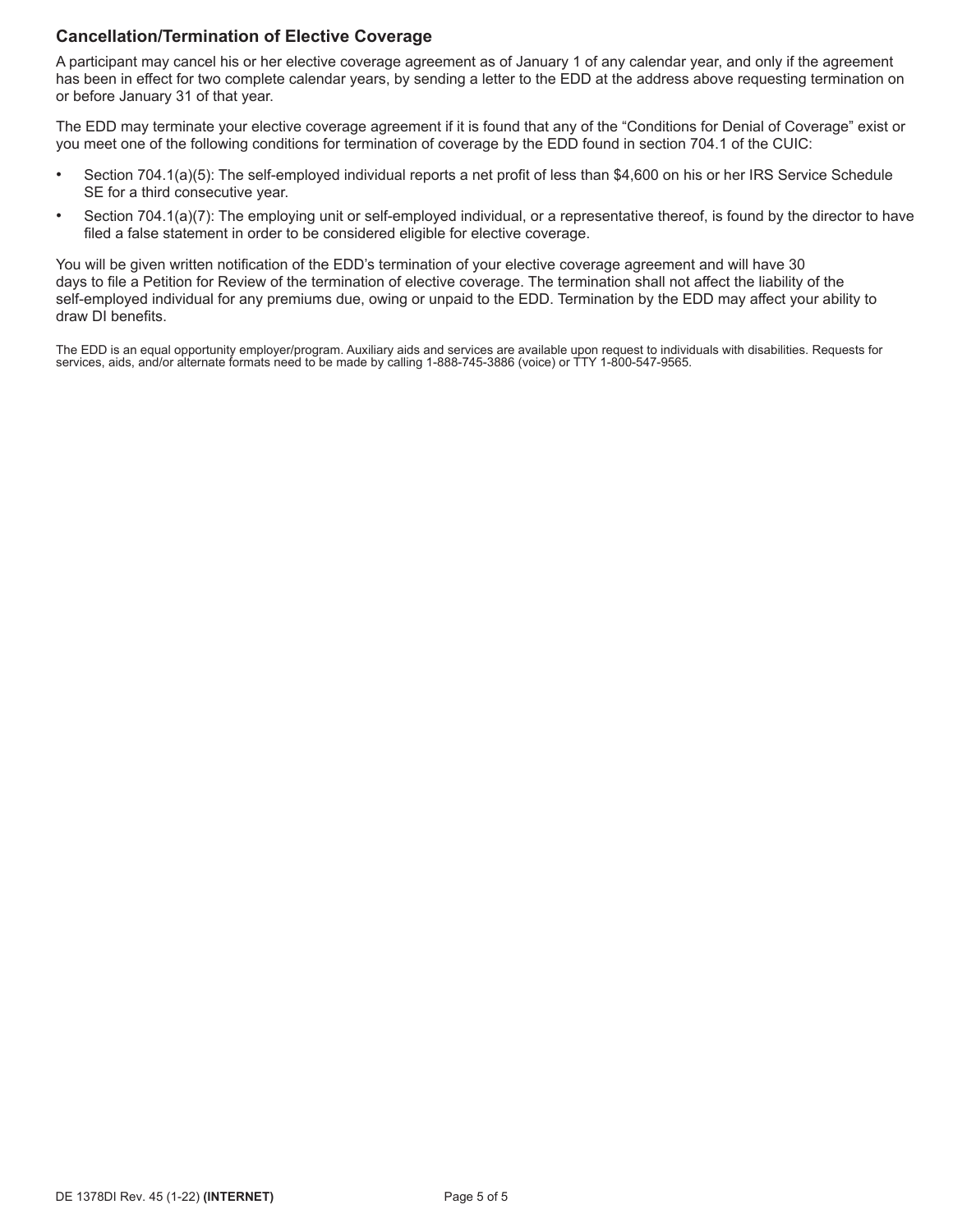## Cancellation/Termination of Elective Coverage

A participant may cancel his or her elective coverage agreement as of January 1 of any calendar year, and only if the agreement has been in effect for two complete calendar years, by sending a letter to the EDD at the address above requesting termination on or before January 31 of that year.

The EDD may terminate your elective coverage agreement if it is found that any of the "Conditions for Denial of Coverage" exist or you meet one of the following conditions for termination of coverage by the EDD found in section 704.1 of the CUIC:

- Section 704.1(a)(5): The self-employed individual reports a net profit of less than $4,600 on his or her IRS Service Schedule SE for a third consecutive year.
- Section 704.1(a)(7): The employing unit or self-employed individual, or a representative thereof, is found by the director to have filed a false statement in order to be considered eligible for elective coverage.

You will be given written notification of the EDD's termination of your elective coverage agreement and will have 30 days to file a Petition for Review of the termination of elective coverage. The termination shall not affect the liability of the self-employed individual for any premiums due, owing or unpaid to the EDD. Termination by the EDD may affect your ability to draw DI benefits.

The EDD is an equal opportunity employer/program. Auxiliary aids and services are available upon request to individuals with disabilities. Requests for services, aids, and/or alternate formats need to be made by calling 1-888-745-3886 (voice) or TTY 1-800-547-9565.

DE 1378DI Rev. 45 (1-22) **(INTERNET)**